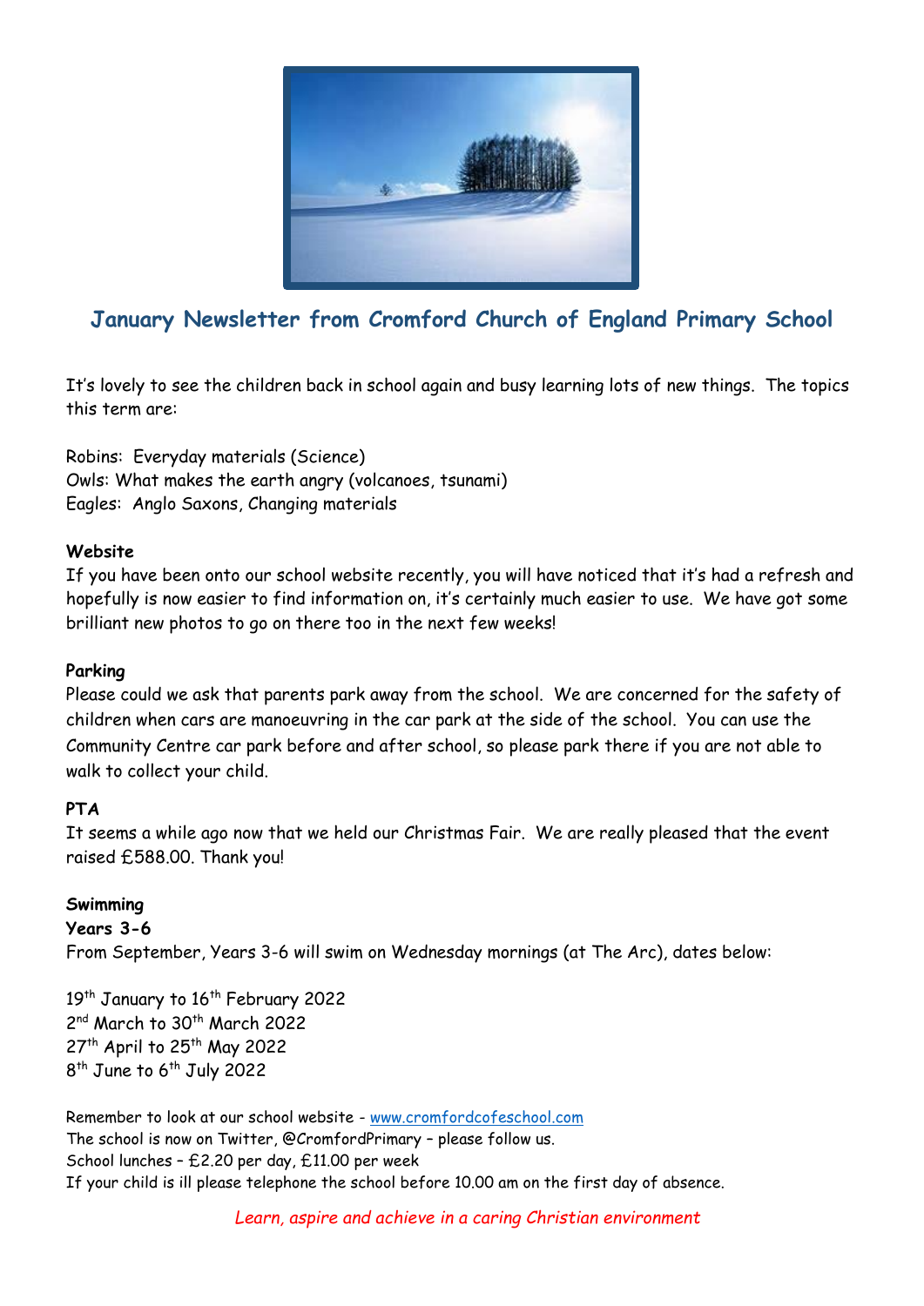# January Newsletter from Cromford Church of England Primary School

It's lovely to see the children back in school again and busy learning lots of new things. The topics this term are:

Robins: Everyday materials (Science)
Owls: What makes the earth angry (volcanoes, tsunami)
Eagles: Anglo Saxons, Changing materials

**Website**
If you have been onto our school website recently, you will have noticed that it's had a refresh and hopefully is now easier to find information on, it's certainly much easier to use. We have got some brilliant new photos to go on there too in the next few weeks!

**Parking**
Please could we ask that parents park away from the school. We are concerned for the safety of children when cars are manoeuvring in the car park at the side of the school. You can use the Community Centre car park before and after school, so please park there if you are not able to walk to collect your child.

**PTA**
It seems a while ago now that we held our Christmas Fair. We are really pleased that the event raised £588.00. Thank you!

**Swimming**
**Years 3-6**
From September, Years 3-6 will swim on Wednesday mornings (at The Arc), dates below:

19th January to 16th February 2022
2nd March to 30th March 2022
27th April to 25th May 2022
8th June to 6th July 2022

Remember to look at our school website - www.cromfordcofeschool.com
The school is now on Twitter, @CromfordPrimary – please follow us.
School lunches – £2.20 per day, £11.00 per week
If your child is ill please telephone the school before 10.00 am on the first day of absence.

*Learn, aspire and achieve in a caring Christian environment*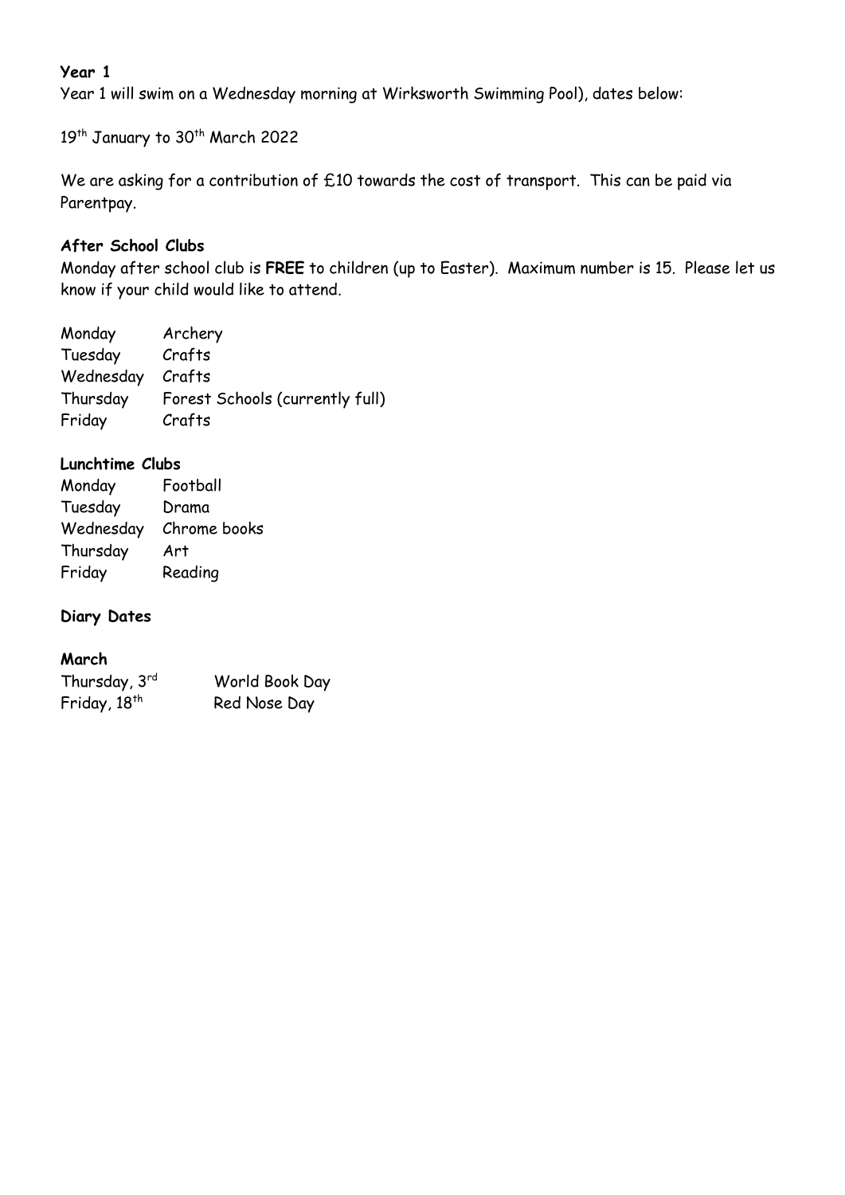**Year 1**

Year 1 will swim on a Wednesday morning at Wirksworth Swimming Pool), dates below:

19th January to 30th March 2022

We are asking for a contribution of £10 towards the cost of transport. This can be paid via Parentpay.

**After School Clubs**

Monday after school club is **FREE** to children (up to Easter). Maximum number is 15. Please let us know if your child would like to attend.

| | |
|---|---|
| Monday | Archery |
| Tuesday | Crafts |
| Wednesday | Crafts |
| Thursday | Forest Schools (currently full) |
| Friday | Crafts |

**Lunchtime Clubs**

| | |
|---|---|
| Monday | Football |
| Tuesday | Drama |
| Wednesday | Chrome books |
| Thursday | Art |
| Friday | Reading |

**Diary Dates**

**March**

| | |
|---|---|
| Thursday, 3rd | World Book Day |
| Friday, 18th | Red Nose Day |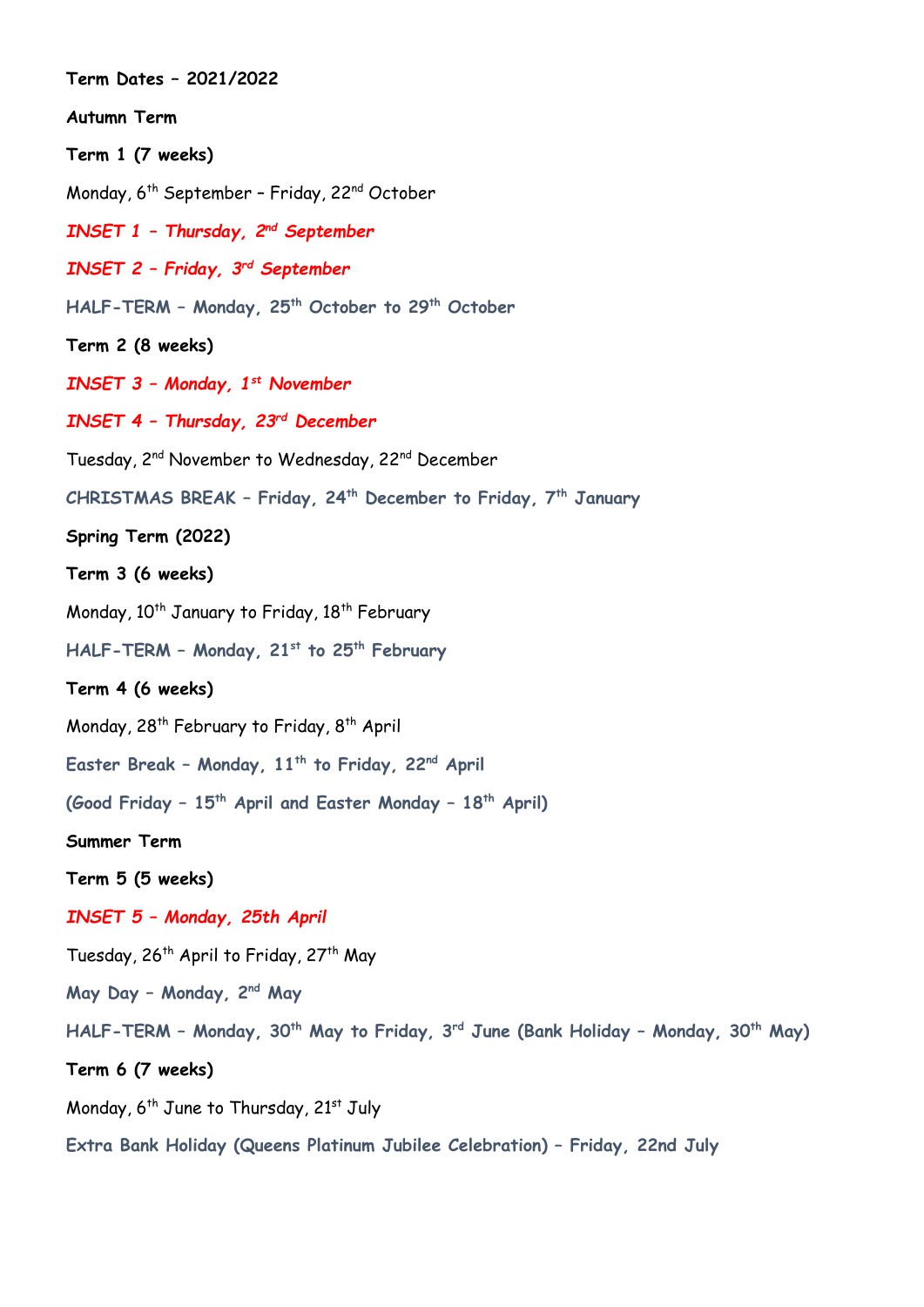**Term Dates – 2021/2022**

**Autumn Term**

**Term 1 (7 weeks)**

Monday, 6th September – Friday, 22nd October

***INSET 1 – Thursday, 2nd September***

***INSET 2 – Friday, 3rd September***

**HALF-TERM – Monday, 25th October to 29th October**

**Term 2 (8 weeks)**

***INSET 3 – Monday, 1st November***

***INSET 4 – Thursday, 23rd December***

Tuesday, 2nd November to Wednesday, 22nd December

**CHRISTMAS BREAK – Friday, 24th December to Friday, 7th January**

**Spring Term (2022)**

**Term 3 (6 weeks)**

Monday, 10th January to Friday, 18th February

**HALF-TERM – Monday, 21st to 25th February**

**Term 4 (6 weeks)**

Monday, 28th February to Friday, 8th April

**Easter Break – Monday, 11th to Friday, 22nd April**

**(Good Friday – 15th April and Easter Monday – 18th April)**

**Summer Term**

**Term 5 (5 weeks)**

***INSET 5 – Monday, 25th April***

Tuesday, 26th April to Friday, 27th May

**May Day – Monday, 2nd May**

**HALF-TERM – Monday, 30th May to Friday, 3rd June (Bank Holiday – Monday, 30th May)**

**Term 6 (7 weeks)**

Monday, 6th June to Thursday, 21st July

**Extra Bank Holiday (Queens Platinum Jubilee Celebration) – Friday, 22nd July**